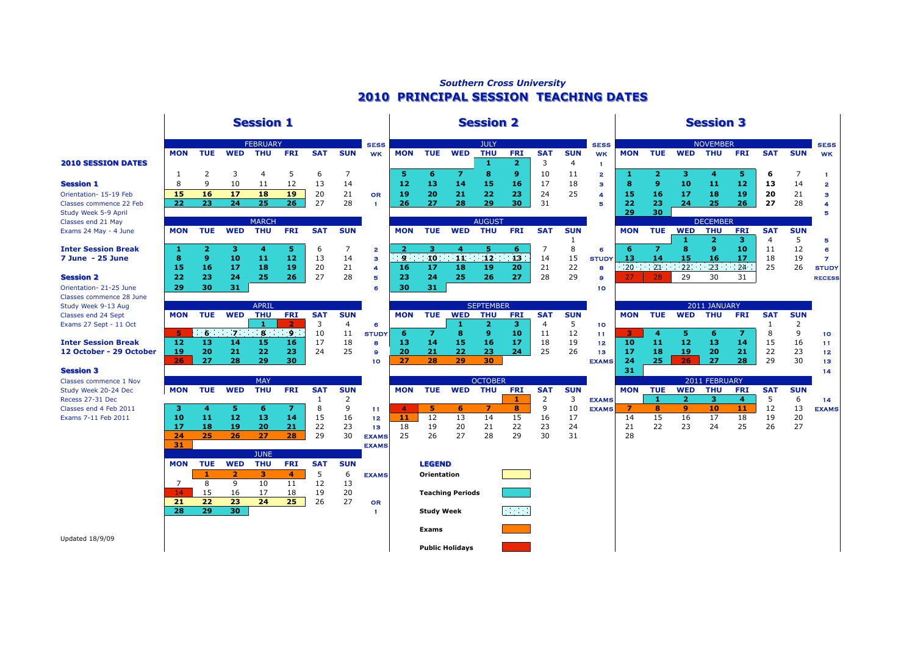*Southern Cross University*

# 2010 PRINCIPAL SESSION TEACHING DATES

## 2010 SESSION DATES

**Session 1**
Orientation- 15-19 Feb
Classes commence 22 Feb
Study Week 5-9 April
Classes end 21 May
Exams 24 May - 4 June

**Inter Session Break**
**7 June - 25 June**

**Session 2**
Orientation- 21-25 June
Classes commence 28 June
Study Week 9-13 Aug
Classes end 24 Sept
Exams 27 Sept - 11 Oct

**Inter Session Break**
**12 October - 29 October**

**Session 3**
Classes commence 1 Nov
Study Week 20-24 Dec
Recess 27-31 Dec
Classes end 4 Feb 2011
Exams 7-11 Feb 2011

## Session 1

**FEBRUARY**

| MON | TUE | WED | THU | FRI | SAT | SUN | SESS WK |
|---|---|---|---|---|---|---|---|
| 1 | 2 | 3 | 4 | 5 | 6 | 7 | |
| 8 | 9 | 10 | 11 | 12 | 13 | 14 | |
| 15 | 16 | 17 | 18 | 19 | 20 | 21 | OR |
| 22 | 23 | 24 | 25 | 26 | 27 | 28 | 1 |

**MARCH**

| MON | TUE | WED | THU | FRI | SAT | SUN | SESS WK |
|---|---|---|---|---|---|---|---|
| 1 | 2 | 3 | 4 | 5 | 6 | 7 | 2 |
| 8 | 9 | 10 | 11 | 12 | 13 | 14 | 3 |
| 15 | 16 | 17 | 18 | 19 | 20 | 21 | 4 |
| 22 | 23 | 24 | 25 | 26 | 27 | 28 | 5 |
| 29 | 30 | 31 | | | | | 6 |

**APRIL**

| MON | TUE | WED | THU | FRI | SAT | SUN | SESS WK |
|---|---|---|---|---|---|---|---|
| | | | 1 | 2 | 3 | 4 | 6 |
| 5 | 6 | 7 | 8 | 9 | 10 | 11 | STUDY |
| 12 | 13 | 14 | 15 | 16 | 17 | 18 | 8 |
| 19 | 20 | 21 | 22 | 23 | 24 | 25 | 9 |
| 26 | 27 | 28 | 29 | 30 | | | 10 |

**MAY**

| MON | TUE | WED | THU | FRI | SAT | SUN | SESS WK |
|---|---|---|---|---|---|---|---|
| | | | | | 1 | 2 | |
| 3 | 4 | 5 | 6 | 7 | 8 | 9 | 11 |
| 10 | 11 | 12 | 13 | 14 | 15 | 16 | 12 |
| 17 | 18 | 19 | 20 | 21 | 22 | 23 | 13 |
| 24 | 25 | 26 | 27 | 28 | 29 | 30 | EXAMS |
| 31 | | | | | | | EXAMS |

**JUNE**

| MON | TUE | WED | THU | FRI | SAT | SUN | SESS WK |
|---|---|---|---|---|---|---|---|
| | 1 | 2 | 3 | 4 | 5 | 6 | EXAMS |
| 7 | 8 | 9 | 10 | 11 | 12 | 13 | |
| 14 | 15 | 16 | 17 | 18 | 19 | 20 | |
| 21 | 22 | 23 | 24 | 25 | 26 | 27 | OR |
| 28 | 29 | 30 | | | | | 1 |

## Session 2

**JULY**

| MON | TUE | WED | THU | FRI | SAT | SUN | SESS WK |
|---|---|---|---|---|---|---|---|
| | | | 1 | 2 | 3 | 4 | 1 |
| 5 | 6 | 7 | 8 | 9 | 10 | 11 | 2 |
| 12 | 13 | 14 | 15 | 16 | 17 | 18 | 3 |
| 19 | 20 | 21 | 22 | 23 | 24 | 25 | 4 |
| 26 | 27 | 28 | 29 | 30 | 31 | | 5 |

**AUGUST**

| MON | TUE | WED | THU | FRI | SAT | SUN | SESS WK |
|---|---|---|---|---|---|---|---|
| | | | | | | 1 | |
| 2 | 3 | 4 | 5 | 6 | 7 | 8 | 6 |
| 9 | 10 | 11 | 12 | 13 | 14 | 15 | STUDY |
| 16 | 17 | 18 | 19 | 20 | 21 | 22 | 8 |
| 23 | 24 | 25 | 26 | 27 | 28 | 29 | 9 |
| 30 | 31 | | | | | | 10 |

**SEPTEMBER**

| MON | TUE | WED | THU | FRI | SAT | SUN | SESS WK |
|---|---|---|---|---|---|---|---|
| | | 1 | 2 | 3 | 4 | 5 | 10 |
| 6 | 7 | 8 | 9 | 10 | 11 | 12 | 11 |
| 13 | 14 | 15 | 16 | 17 | 18 | 19 | 12 |
| 20 | 21 | 22 | 23 | 24 | 25 | 26 | 13 |
| 27 | 28 | 29 | 30 | | | | EXAMS |

**OCTOBER**

| MON | TUE | WED | THU | FRI | SAT | SUN | SESS WK |
|---|---|---|---|---|---|---|---|
| | | | | 1 | 2 | 3 | EXAMS |
| 4 | 5 | 6 | 7 | 8 | 9 | 10 | EXAMS |
| 11 | 12 | 13 | 14 | 15 | 16 | 17 | |
| 18 | 19 | 20 | 21 | 22 | 23 | 24 | |
| 25 | 26 | 27 | 28 | 29 | 30 | 31 | |

**LEGEND**

- Orientation
- Teaching Periods
- Study Week
- Exams
- Public Holidays

## Session 3

**NOVEMBER**

| MON | TUE | WED | THU | FRI | SAT | SUN | SESS WK |
|---|---|---|---|---|---|---|---|
| 1 | 2 | 3 | 4 | 5 | 6 | 7 | 1 |
| 8 | 9 | 10 | 11 | 12 | 13 | 14 | 2 |
| 15 | 16 | 17 | 18 | 19 | 20 | 21 | 3 |
| 22 | 23 | 24 | 25 | 26 | 27 | 28 | 4 |
| 29 | 30 | | | | | | 5 |

**DECEMBER**

| MON | TUE | WED | THU | FRI | SAT | SUN | SESS WK |
|---|---|---|---|---|---|---|---|
| | | 1 | 2 | 3 | 4 | 5 | 5 |
| 6 | 7 | 8 | 9 | 10 | 11 | 12 | 6 |
| 13 | 14 | 15 | 16 | 17 | 18 | 19 | 7 |
| 20 | 21 | 22 | 23 | 24 | 25 | 26 | STUDY |
| 27 | 28 | 29 | 30 | 31 | | | RECESS |

**2011 JANUARY**

| MON | TUE | WED | THU | FRI | SAT | SUN | SESS WK |
|---|---|---|---|---|---|---|---|
| | | | | | 1 | 2 | |
| 3 | 4 | 5 | 6 | 7 | 8 | 9 | 10 |
| 10 | 11 | 12 | 13 | 14 | 15 | 16 | 11 |
| 17 | 18 | 19 | 20 | 21 | 22 | 23 | 12 |
| 24 | 25 | 26 | 27 | 28 | 29 | 30 | 13 |
| 31 | | | | | | | 14 |

**2011 FEBRUARY**

| MON | TUE | WED | THU | FRI | SAT | SUN | SESS WK |
|---|---|---|---|---|---|---|---|
| | 1 | 2 | 3 | 4 | 5 | 6 | 14 |
| 7 | 8 | 9 | 10 | 11 | 12 | 13 | EXAMS |
| 14 | 15 | 16 | 17 | 18 | 19 | 20 | |
| 21 | 22 | 23 | 24 | 25 | 26 | 27 | |
| 28 | | | | | | | |

Updated 18/9/09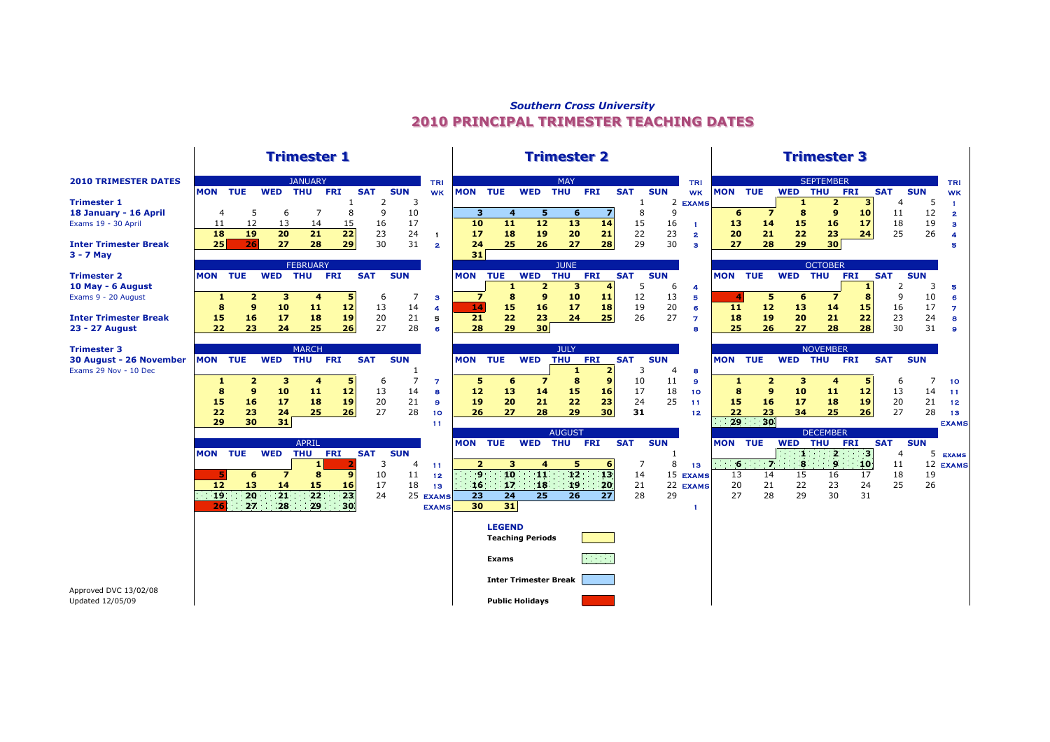*Southern Cross University*

# 2010 PRINCIPAL TRIMESTER TEACHING DATES

**2010 TRIMESTER DATES**

**Trimester 1**
**18 January - 16 April**
Exams 19 - 30 April

**Inter Trimester Break**
**3 - 7 May**

**Trimester 2**
**10 May - 6 August**
Exams 9 - 20 August

**Inter Trimester Break**
**23 - 27 August**

**Trimester 3**
**30 August - 26 November**
Exams 29 Nov - 10 Dec

## Trimester 1

**JANUARY**

| MON | TUE | WED | THU | FRI | SAT | SUN | TRI WK |
|---|---|---|---|---|---|---|---|
| | | | | 1 | 2 | 3 | |
| 4 | 5 | 6 | 7 | 8 | 9 | 10 | |
| 11 | 12 | 13 | 14 | 15 | 16 | 17 | |
| 18 | 19 | 20 | 21 | 22 | 23 | 24 | 1 |
| 25 | 26 | 27 | 28 | 29 | 30 | 31 | 2 |

**FEBRUARY**

| MON | TUE | WED | THU | FRI | SAT | SUN | TRI WK |
|---|---|---|---|---|---|---|---|
| 1 | 2 | 3 | 4 | 5 | 6 | 7 | 3 |
| 8 | 9 | 10 | 11 | 12 | 13 | 14 | 4 |
| 15 | 16 | 17 | 18 | 19 | 20 | 21 | 5 |
| 22 | 23 | 24 | 25 | 26 | 27 | 28 | 6 |

**MARCH**

| MON | TUE | WED | THU | FRI | SAT | SUN | TRI WK |
|---|---|---|---|---|---|---|---|
| | | | | | | 1 | |
| 1 | 2 | 3 | 4 | 5 | 6 | 7 | 7 |
| 8 | 9 | 10 | 11 | 12 | 13 | 14 | 8 |
| 15 | 16 | 17 | 18 | 19 | 20 | 21 | 9 |
| 22 | 23 | 24 | 25 | 26 | 27 | 28 | 10 |
| 29 | 30 | 31 | | | | | 11 |

**APRIL**

| MON | TUE | WED | THU | FRI | SAT | SUN | TRI WK |
|---|---|---|---|---|---|---|---|
| | | | 1 | 2 | 3 | 4 | 11 |
| 5 | 6 | 7 | 8 | 9 | 10 | 11 | 12 |
| 12 | 13 | 14 | 15 | 16 | 17 | 18 | 13 |
| 19 | 20 | 21 | 22 | 23 | 24 | 25 | EXAMS |
| 26 | 27 | 28 | 29 | 30 | | | EXAMS |

## Trimester 2

**MAY**

| MON | TUE | WED | THU | FRI | SAT | SUN | TRI WK |
|---|---|---|---|---|---|---|---|
| | | | | | 1 | 2 | EXAMS |
| 3 | 4 | 5 | 6 | 7 | 8 | 9 | |
| 10 | 11 | 12 | 13 | 14 | 15 | 16 | 1 |
| 17 | 18 | 19 | 20 | 21 | 22 | 23 | 2 |
| 24 | 25 | 26 | 27 | 28 | 29 | 30 | 3 |
| 31 | | | | | | | |

**JUNE**

| MON | TUE | WED | THU | FRI | SAT | SUN | TRI WK |
|---|---|---|---|---|---|---|---|
| | 1 | 2 | 3 | 4 | 5 | 6 | 4 |
| 7 | 8 | 9 | 10 | 11 | 12 | 13 | 5 |
| 14 | 15 | 16 | 17 | 18 | 19 | 20 | 6 |
| 21 | 22 | 23 | 24 | 25 | 26 | 27 | 7 |
| 28 | 29 | 30 | | | | | 8 |

**JULY**

| MON | TUE | WED | THU | FRI | SAT | SUN | TRI WK |
|---|---|---|---|---|---|---|---|
| | | | 1 | 2 | 3 | 4 | 8 |
| 5 | 6 | 7 | 8 | 9 | 10 | 11 | 9 |
| 12 | 13 | 14 | 15 | 16 | 17 | 18 | 10 |
| 19 | 20 | 21 | 22 | 23 | 24 | 25 | 11 |
| 26 | 27 | 28 | 29 | 30 | 31 | | 12 |

**AUGUST**

| MON | TUE | WED | THU | FRI | SAT | SUN | TRI WK |
|---|---|---|---|---|---|---|---|
| | | | | | | 1 | |
| 2 | 3 | 4 | 5 | 6 | 7 | 8 | 13 |
| 9 | 10 | 11 | 12 | 13 | 14 | 15 | EXAMS |
| 16 | 17 | 18 | 19 | 20 | 21 | 22 | EXAMS |
| 23 | 24 | 25 | 26 | 27 | 28 | 29 | |
| 30 | 31 | | | | | | 1 |

**LEGEND**

- Teaching Periods
- Exams
- Inter Trimester Break
- Public Holidays

## Trimester 3

**SEPTEMBER**

| MON | TUE | WED | THU | FRI | SAT | SUN | TRI WK |
|---|---|---|---|---|---|---|---|
| | | 1 | 2 | 3 | 4 | 5 | 1 |
| 6 | 7 | 8 | 9 | 10 | 11 | 12 | 2 |
| 13 | 14 | 15 | 16 | 17 | 18 | 19 | 3 |
| 20 | 21 | 22 | 23 | 24 | 25 | 26 | 4 |
| 27 | 28 | 29 | 30 | | | | 5 |

**OCTOBER**

| MON | TUE | WED | THU | FRI | SAT | SUN | TRI WK |
|---|---|---|---|---|---|---|---|
| | | | | 1 | 2 | 3 | 5 |
| 4 | 5 | 6 | 7 | 8 | 9 | 10 | 6 |
| 11 | 12 | 13 | 14 | 15 | 16 | 17 | 7 |
| 18 | 19 | 20 | 21 | 22 | 23 | 24 | 8 |
| 25 | 26 | 27 | 28 | 28 | 30 | 31 | 9 |

**NOVEMBER**

| MON | TUE | WED | THU | FRI | SAT | SUN | TRI WK |
|---|---|---|---|---|---|---|---|
| 1 | 2 | 3 | 4 | 5 | 6 | 7 | 10 |
| 8 | 9 | 10 | 11 | 12 | 13 | 14 | 11 |
| 15 | 16 | 17 | 18 | 19 | 20 | 21 | 12 |
| 22 | 23 | 34 | 25 | 26 | 27 | 28 | 13 |
| 29 | 30 | | | | | | EXAMS |

**DECEMBER**

| MON | TUE | WED | THU | FRI | SAT | SUN | TRI WK |
|---|---|---|---|---|---|---|---|
| | | 1 | 2 | 3 | 4 | 5 | EXAMS |
| 6 | 7 | 8 | 9 | 10 | 11 | 12 | EXAMS |
| 13 | 14 | 15 | 16 | 17 | 18 | 19 | |
| 20 | 21 | 22 | 23 | 24 | 25 | 26 | |
| 27 | 28 | 29 | 30 | 31 | | | |

Approved DVC 13/02/08
Updated 12/05/09